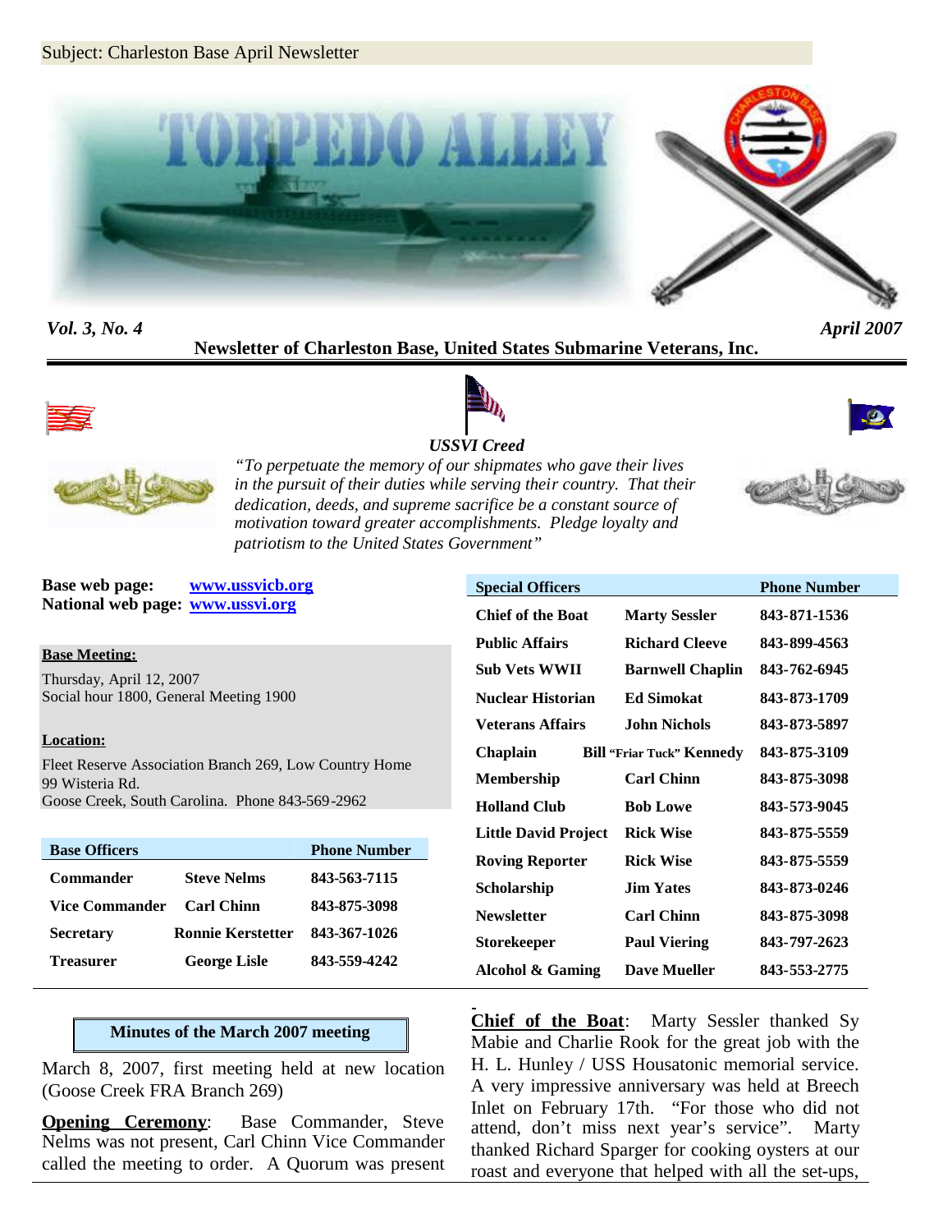Subject: Charleston Base April Newsletter

# TORPEDO ALLEY

*Vol. 3, No. 4* *April 2007*

**Newsletter of Charleston Base, United States Submarine Veterans, Inc.**

***USSVI Creed***

*"To perpetuate the memory of our shipmates who gave their lives in the pursuit of their duties while serving their country. That their dedication, deeds, and supreme sacrifice be a constant source of motivation toward greater accomplishments. Pledge loyalty and patriotism to the United States Government"*

**Base web page:** www.ussvicb.org
**National web page:** www.ussvi.org

**Base Meeting:**

Thursday, April 12, 2007
Social hour 1800, General Meeting 1900

**Location:**

Fleet Reserve Association Branch 269, Low Country Home
99 Wisteria Rd.
Goose Creek, South Carolina. Phone 843-569-2962

| Base Officers | | Phone Number |
|---|---|---|
| Commander | Steve Nelms | 843-563-7115 |
| Vice Commander | Carl Chinn | 843-875-3098 |
| Secretary | Ronnie Kerstetter | 843-367-1026 |
| Treasurer | George Lisle | 843-559-4242 |

| Special Officers | | Phone Number |
|---|---|---|
| Chief of the Boat | Marty Sessler | 843-871-1536 |
| Public Affairs | Richard Cleeve | 843-899-4563 |
| Sub Vets WWII | Barnwell Chaplin | 843-762-6945 |
| Nuclear Historian | Ed Simokat | 843-873-1709 |
| Veterans Affairs | John Nichols | 843-873-5897 |
| Chaplain | Bill "Friar Tuck" Kennedy | 843-875-3109 |
| Membership | Carl Chinn | 843-875-3098 |
| Holland Club | Bob Lowe | 843-573-9045 |
| Little David Project | Rick Wise | 843-875-5559 |
| Roving Reporter | Rick Wise | 843-875-5559 |
| Scholarship | Jim Yates | 843-873-0246 |
| Newsletter | Carl Chinn | 843-875-3098 |
| Storekeeper | Paul Viering | 843-797-2623 |
| Alcohol & Gaming | Dave Mueller | 843-553-2775 |

## Minutes of the March 2007 meeting

March 8, 2007, first meeting held at new location (Goose Creek FRA Branch 269)

**Opening Ceremony**: Base Commander, Steve Nelms was not present, Carl Chinn Vice Commander called the meeting to order. A Quorum was present

**Chief of the Boat**: Marty Sessler thanked Sy Mabie and Charlie Rook for the great job with the H. L. Hunley / USS Housatonic memorial service. A very impressive anniversary was held at Breech Inlet on February 17th. "For those who did not attend, don't miss next year's service". Marty thanked Richard Sparger for cooking oysters at our roast and everyone that helped with all the set-ups,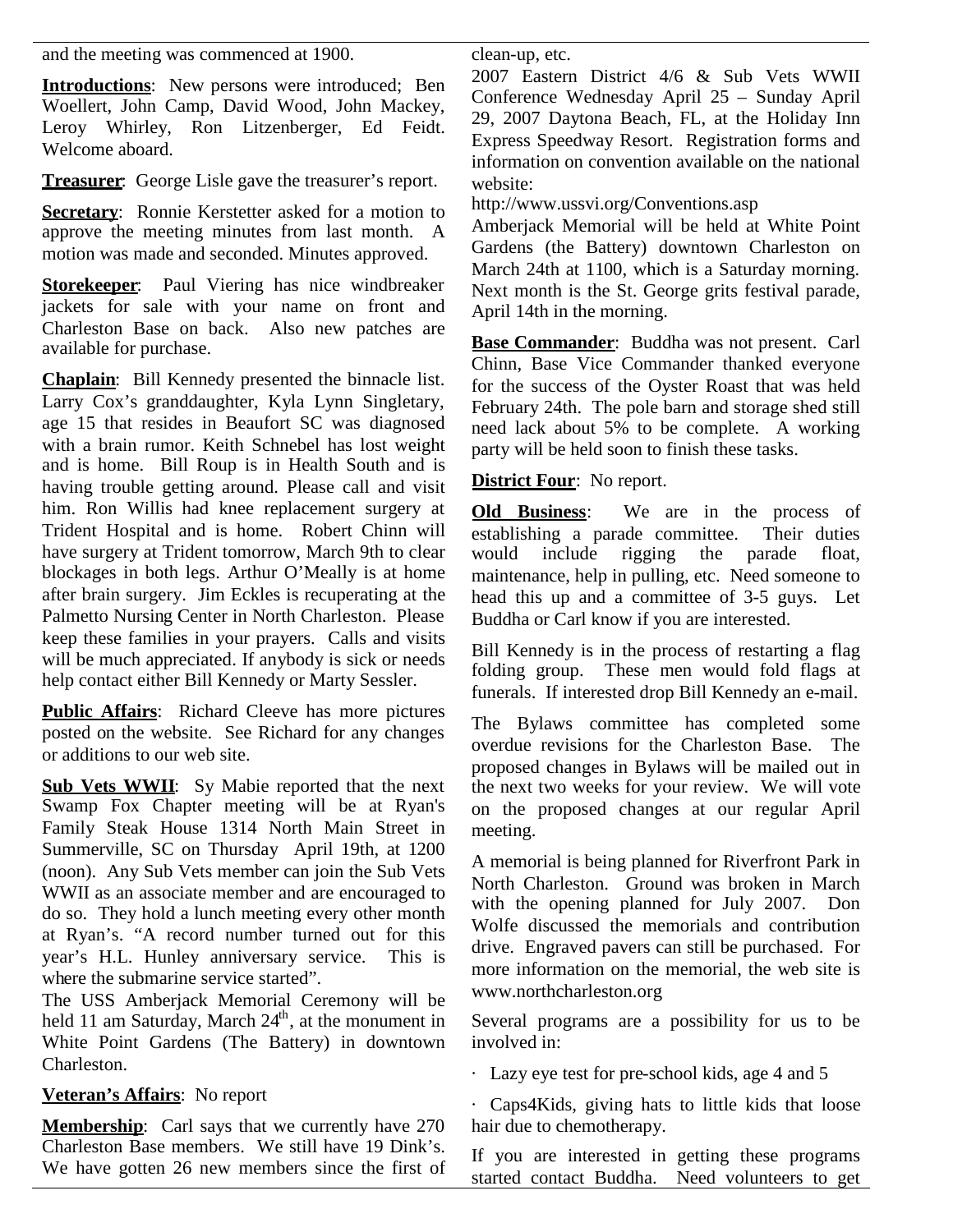and the meeting was commenced at 1900.

**Introductions**: New persons were introduced; Ben Woellert, John Camp, David Wood, John Mackey, Leroy Whirley, Ron Litzenberger, Ed Feidt. Welcome aboard.

**Treasurer**: George Lisle gave the treasurer's report.

**Secretary**: Ronnie Kerstetter asked for a motion to approve the meeting minutes from last month. A motion was made and seconded. Minutes approved.

**Storekeeper**: Paul Viering has nice windbreaker jackets for sale with your name on front and Charleston Base on back. Also new patches are available for purchase.

**Chaplain**: Bill Kennedy presented the binnacle list. Larry Cox's granddaughter, Kyla Lynn Singletary, age 15 that resides in Beaufort SC was diagnosed with a brain rumor. Keith Schnebel has lost weight and is home. Bill Roup is in Health South and is having trouble getting around. Please call and visit him. Ron Willis had knee replacement surgery at Trident Hospital and is home. Robert Chinn will have surgery at Trident tomorrow, March 9th to clear blockages in both legs. Arthur O'Mealy is at home after brain surgery. Jim Eckles is recuperating at the Palmetto Nursing Center in North Charleston. Please keep these families in your prayers. Calls and visits will be much appreciated. If anybody is sick or needs help contact either Bill Kennedy or Marty Sessler.

**Public Affairs**: Richard Cleeve has more pictures posted on the website. See Richard for any changes or additions to our web site.

**Sub Vets WWII**: Sy Mabie reported that the next Swamp Fox Chapter meeting will be at Ryan's Family Steak House 1314 North Main Street in Summerville, SC on Thursday April 19th, at 1200 (noon). Any Sub Vets member can join the Sub Vets WWII as an associate member and are encouraged to do so. They hold a lunch meeting every other month at Ryan's. "A record number turned out for this year's H.L. Hunley anniversary service. This is where the submarine service started".

The USS Amberjack Memorial Ceremony will be held 11 am Saturday, March 24th, at the monument in White Point Gardens (The Battery) in downtown Charleston.

**Veteran's Affairs**: No report

**Membership**: Carl says that we currently have 270 Charleston Base members. We still have 19 Dink's. We have gotten 26 new members since the first of clean-up, etc.

2007 Eastern District 4/6 & Sub Vets WWII Conference Wednesday April 25 – Sunday April 29, 2007 Daytona Beach, FL, at the Holiday Inn Express Speedway Resort. Registration forms and information on convention available on the national website:

http://www.ussvi.org/Conventions.asp

Amberjack Memorial will be held at White Point Gardens (the Battery) downtown Charleston on March 24th at 1100, which is a Saturday morning. Next month is the St. George grits festival parade, April 14th in the morning.

**Base Commander**: Buddha was not present. Carl Chinn, Base Vice Commander thanked everyone for the success of the Oyster Roast that was held February 24th. The pole barn and storage shed still need lack about 5% to be complete. A working party will be held soon to finish these tasks.

**District Four**: No report.

**Old Business**: We are in the process of establishing a parade committee. Their duties would include rigging the parade float, maintenance, help in pulling, etc. Need someone to head this up and a committee of 3-5 guys. Let Buddha or Carl know if you are interested.

Bill Kennedy is in the process of restarting a flag folding group. These men would fold flags at funerals. If interested drop Bill Kennedy an e-mail.

The Bylaws committee has completed some overdue revisions for the Charleston Base. The proposed changes in Bylaws will be mailed out in the next two weeks for your review. We will vote on the proposed changes at our regular April meeting.

A memorial is being planned for Riverfront Park in North Charleston. Ground was broken in March with the opening planned for July 2007. Don Wolfe discussed the memorials and contribution drive. Engraved pavers can still be purchased. For more information on the memorial, the web site is www.northcharleston.org

Several programs are a possibility for us to be involved in:

- Lazy eye test for pre-school kids, age 4 and 5
- Caps4Kids, giving hats to little kids that loose hair due to chemotherapy.

If you are interested in getting these programs started contact Buddha. Need volunteers to get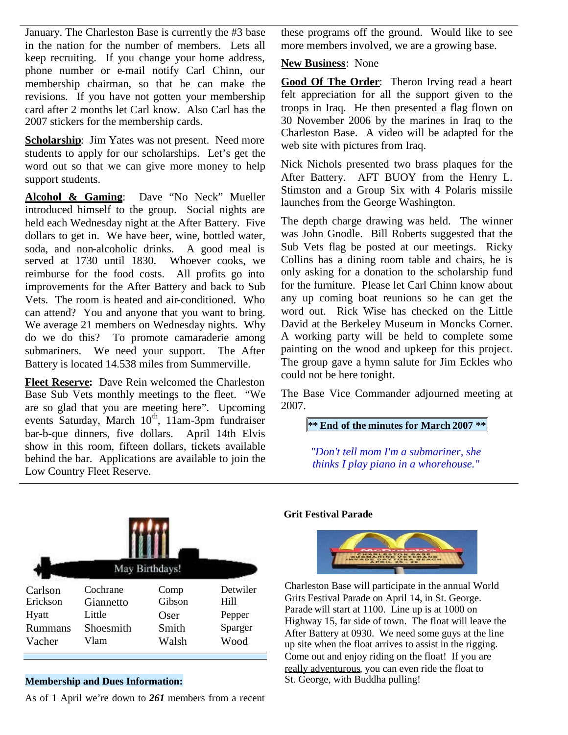January. The Charleston Base is currently the #3 base in the nation for the number of members. Lets all keep recruiting. If you change your home address, phone number or e-mail notify Carl Chinn, our membership chairman, so that he can make the revisions. If you have not gotten your membership card after 2 months let Carl know. Also Carl has the 2007 stickers for the membership cards.

**Scholarship**: Jim Yates was not present. Need more students to apply for our scholarships. Let's get the word out so that we can give more money to help support students.

**Alcohol & Gaming**: Dave "No Neck" Mueller introduced himself to the group. Social nights are held each Wednesday night at the After Battery. Five dollars to get in. We have beer, wine, bottled water, soda, and non-alcoholic drinks. A good meal is served at 1730 until 1830. Whoever cooks, we reimburse for the food costs. All profits go into improvements for the After Battery and back to Sub Vets. The room is heated and air-conditioned. Who can attend? You and anyone that you want to bring. We average 21 members on Wednesday nights. Why do we do this? To promote camaraderie among submariners. We need your support. The After Battery is located 14.538 miles from Summerville.

**Fleet Reserve:** Dave Rein welcomed the Charleston Base Sub Vets monthly meetings to the fleet. "We are so glad that you are meeting here". Upcoming events Saturday, March 10th, 11am-3pm fundraiser bar-b-que dinners, five dollars. April 14th Elvis show in this room, fifteen dollars, tickets available behind the bar. Applications are available to join the Low Country Fleet Reserve.

these programs off the ground. Would like to see more members involved, we are a growing base.

**New Business**: None

**Good Of The Order**: Theron Irving read a heart felt appreciation for all the support given to the troops in Iraq. He then presented a flag flown on 30 November 2006 by the marines in Iraq to the Charleston Base. A video will be adapted for the web site with pictures from Iraq.

Nick Nichols presented two brass plaques for the After Battery. AFT BUOY from the Henry L. Stimston and a Group Six with 4 Polaris missile launches from the George Washington.

The depth charge drawing was held. The winner was John Gnodle. Bill Roberts suggested that the Sub Vets flag be posted at our meetings. Ricky Collins has a dining room table and chairs, he is only asking for a donation to the scholarship fund for the furniture. Please let Carl Chinn know about any up coming boat reunions so he can get the word out. Rick Wise has checked on the Little David at the Berkeley Museum in Moncks Corner. A working party will be held to complete some painting on the wood and upkeep for this project. The group gave a hymn salute for Jim Eckles who could not be here tonight.

The Base Vice Commander adjourned meeting at 2007.

**\*\* End of the minutes for March 2007 \*\***

*"Don't tell mom I'm a submariner, she thinks I play piano in a whorehouse."*

May Birthdays!

| | | | |
|---|---|---|---|
| Carlson | Cochrane | Comp | Detwiler |
| Erickson | Giannetto | Gibson | Hill |
| Hyatt | Little | Oser | Pepper |
| Rummans | Shoesmith | Smith | Sparger |
| Vacher | Vlam | Walsh | Wood |

**Membership and Dues Information:**

As of 1 April we're down to ***261*** members from a recent

**Grit Festival Parade**

Charleston Base will participate in the annual World Grits Festival Parade on April 14, in St. George. Parade will start at 1100. Line up is at 1000 on Highway 15, far side of town. The float will leave the After Battery at 0930. We need some guys at the line up site when the float arrives to assist in the rigging. Come out and enjoy riding on the float! If you are really adventurous, you can even ride the float to St. George, with Buddha pulling!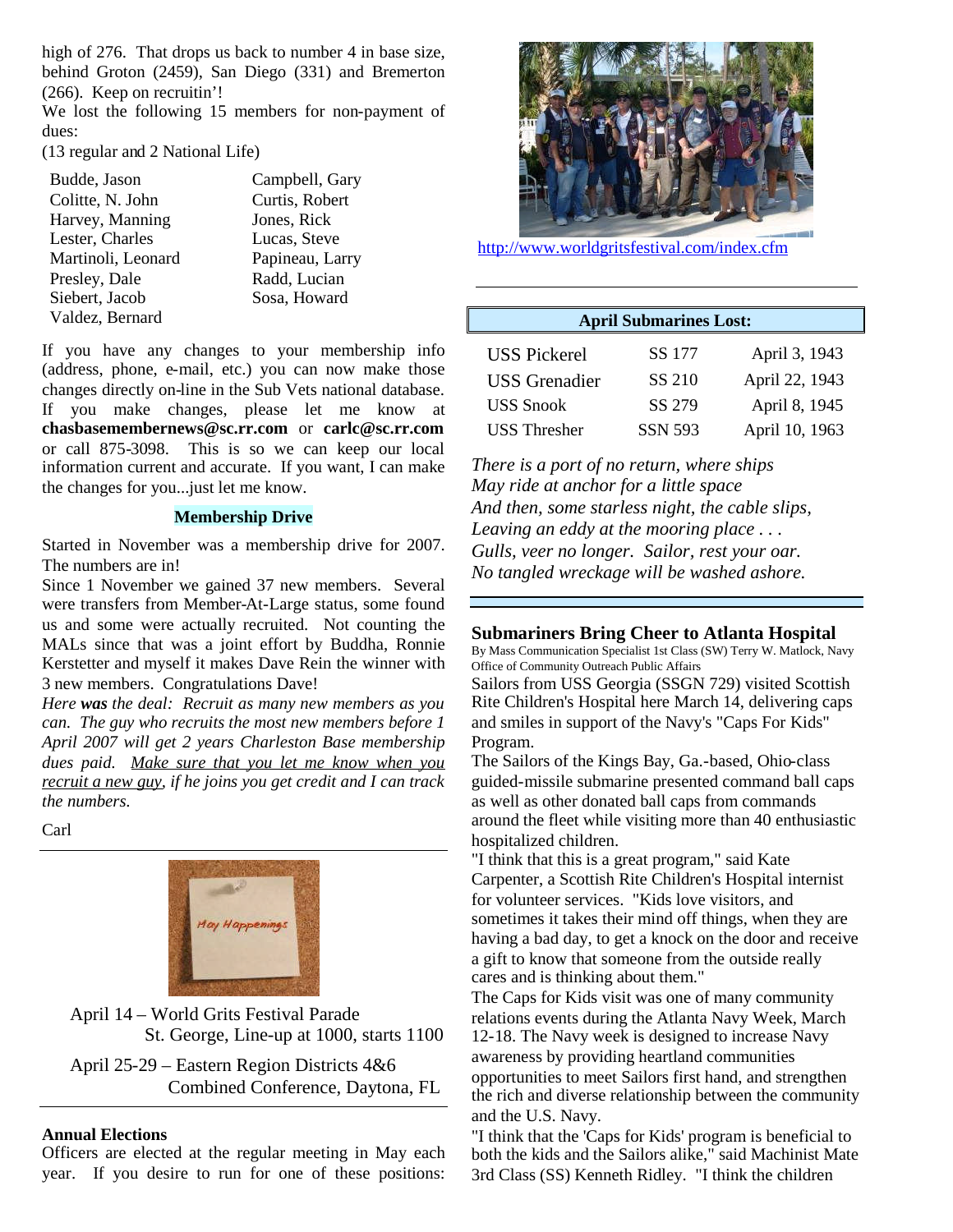high of 276. That drops us back to number 4 in base size, behind Groton (2459), San Diego (331) and Bremerton (266). Keep on recruitin'!

We lost the following 15 members for non-payment of dues:

(13 regular and 2 National Life)

| | |
|---|---|
| Budde, Jason | Campbell, Gary |
| Colitte, N. John | Curtis, Robert |
| Harvey, Manning | Jones, Rick |
| Lester, Charles | Lucas, Steve |
| Martinoli, Leonard | Papineau, Larry |
| Presley, Dale | Radd, Lucian |
| Siebert, Jacob | Sosa, Howard |
| Valdez, Bernard | |

If you have any changes to your membership info (address, phone, e-mail, etc.) you can now make those changes directly on-line in the Sub Vets national database. If you make changes, please let me know at **chasbasemembernews@sc.rr.com** or **carlc@sc.rr.com** or call 875-3098. This is so we can keep our local information current and accurate. If you want, I can make the changes for you...just let me know.

### Membership Drive

Started in November was a membership drive for 2007. The numbers are in!

Since 1 November we gained 37 new members. Several were transfers from Member-At-Large status, some found us and some were actually recruited. Not counting the MALs since that was a joint effort by Buddha, Ronnie Kerstetter and myself it makes Dave Rein the winner with 3 new members. Congratulations Dave!

*Here **was** the deal: Recruit as many new members as you can. The guy who recruits the most new members before 1 April 2007 will get 2 years Charleston Base membership dues paid. <u>Make sure that you let me know when you recruit a new guy</u>, if he joins you get credit and I can track the numbers.*

Carl

---

May Happenings

April 14 – World Grits Festival Parade
St. George, Line-up at 1000, starts 1100

April 25-29 – Eastern Region Districts 4&6
Combined Conference, Daytona, FL

---

### Annual Elections

Officers are elected at the regular meeting in May each year. If you desire to run for one of these positions:

http://www.worldgritsfestival.com/index.cfm

---

### April Submarines Lost:

| | | |
|---|---|---|
| USS Pickerel | SS 177 | April 3, 1943 |
| USS Grenadier | SS 210 | April 22, 1943 |
| USS Snook | SS 279 | April 8, 1945 |
| USS Thresher | SSN 593 | April 10, 1963 |

*There is a port of no return, where ships*
*May ride at anchor for a little space*
*And then, some starless night, the cable slips,*
*Leaving an eddy at the mooring place . . .*
*Gulls, veer no longer. Sailor, rest your oar.*
*No tangled wreckage will be washed ashore.*

---

### Submariners Bring Cheer to Atlanta Hospital

By Mass Communication Specialist 1st Class (SW) Terry W. Matlock, Navy Office of Community Outreach Public Affairs

Sailors from USS Georgia (SSGN 729) visited Scottish Rite Children's Hospital here March 14, delivering caps and smiles in support of the Navy's "Caps For Kids" Program.

The Sailors of the Kings Bay, Ga.-based, Ohio-class guided-missile submarine presented command ball caps as well as other donated ball caps from commands around the fleet while visiting more than 40 enthusiastic hospitalized children.

"I think that this is a great program," said Kate Carpenter, a Scottish Rite Children's Hospital internist for volunteer services. "Kids love visitors, and sometimes it takes their mind off things, when they are having a bad day, to get a knock on the door and receive a gift to know that someone from the outside really cares and is thinking about them."

The Caps for Kids visit was one of many community relations events during the Atlanta Navy Week, March 12-18. The Navy week is designed to increase Navy awareness by providing heartland communities opportunities to meet Sailors first hand, and strengthen the rich and diverse relationship between the community and the U.S. Navy.

"I think that the 'Caps for Kids' program is beneficial to both the kids and the Sailors alike," said Machinist Mate 3rd Class (SS) Kenneth Ridley. "I think the children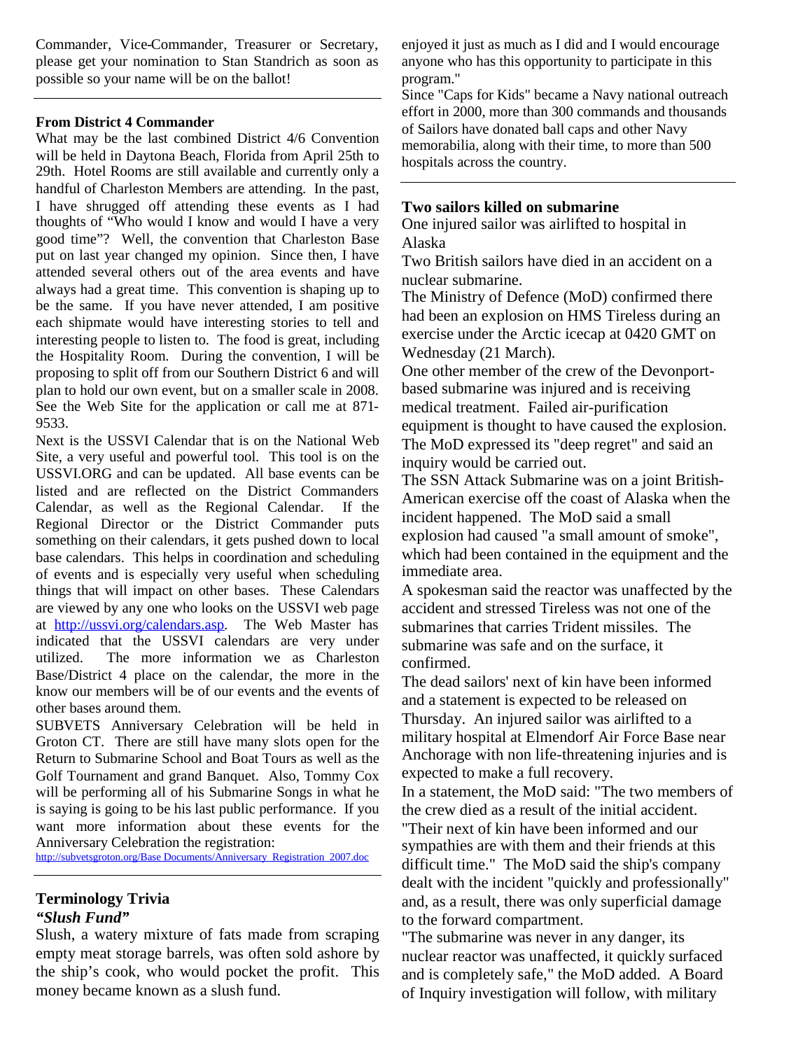Commander, Vice-Commander, Treasurer or Secretary, please get your nomination to Stan Standrich as soon as possible so your name will be on the ballot!

---

**From District 4 Commander**

What may be the last combined District 4/6 Convention will be held in Daytona Beach, Florida from April 25th to 29th. Hotel Rooms are still available and currently only a handful of Charleston Members are attending. In the past, I have shrugged off attending these events as I had thoughts of "Who would I know and would I have a very good time"? Well, the convention that Charleston Base put on last year changed my opinion. Since then, I have attended several others out of the area events and have always had a great time. This convention is shaping up to be the same. If you have never attended, I am positive each shipmate would have interesting stories to tell and interesting people to listen to. The food is great, including the Hospitality Room. During the convention, I will be proposing to split off from our Southern District 6 and will plan to hold our own event, but on a smaller scale in 2008. See the Web Site for the application or call me at 871-9533.

Next is the USSVI Calendar that is on the National Web Site, a very useful and powerful tool. This tool is on the USSVI.ORG and can be updated. All base events can be listed and are reflected on the District Commanders Calendar, as well as the Regional Calendar. If the Regional Director or the District Commander puts something on their calendars, it gets pushed down to local base calendars. This helps in coordination and scheduling of events and is especially very useful when scheduling things that will impact on other bases. These Calendars are viewed by any one who looks on the USSVI web page at http://ussvi.org/calendars.asp. The Web Master has indicated that the USSVI calendars are very under utilized. The more information we as Charleston Base/District 4 place on the calendar, the more in the know our members will be of our events and the events of other bases around them.

SUBVETS Anniversary Celebration will be held in Groton CT. There are still have many slots open for the Return to Submarine School and Boat Tours as well as the Golf Tournament and grand Banquet. Also, Tommy Cox will be performing all of his Submarine Songs in what he is saying is going to be his last public performance. If you want more information about these events for the Anniversary Celebration the registration:

http://subvetsgroton.org/Base Documents/Anniversary_Registration_2007.doc

---

**Terminology Trivia**

***"Slush Fund"***

Slush, a watery mixture of fats made from scraping empty meat storage barrels, was often sold ashore by the ship's cook, who would pocket the profit. This money became known as a slush fund.

enjoyed it just as much as I did and I would encourage anyone who has this opportunity to participate in this program."

Since "Caps for Kids" became a Navy national outreach effort in 2000, more than 300 commands and thousands of Sailors have donated ball caps and other Navy memorabilia, along with their time, to more than 500 hospitals across the country.

---

**Two sailors killed on submarine**

One injured sailor was airlifted to hospital in Alaska

Two British sailors have died in an accident on a nuclear submarine.

The Ministry of Defence (MoD) confirmed there had been an explosion on HMS Tireless during an exercise under the Arctic icecap at 0420 GMT on Wednesday (21 March).

One other member of the crew of the Devonport-based submarine was injured and is receiving medical treatment. Failed air-purification equipment is thought to have caused the explosion.

The MoD expressed its "deep regret" and said an inquiry would be carried out.

The SSN Attack Submarine was on a joint British-American exercise off the coast of Alaska when the incident happened. The MoD said a small explosion had caused "a small amount of smoke", which had been contained in the equipment and the immediate area.

A spokesman said the reactor was unaffected by the accident and stressed Tireless was not one of the submarines that carries Trident missiles. The submarine was safe and on the surface, it confirmed.

The dead sailors' next of kin have been informed and a statement is expected to be released on Thursday. An injured sailor was airlifted to a military hospital at Elmendorf Air Force Base near Anchorage with non life-threatening injuries and is expected to make a full recovery.

In a statement, the MoD said: "The two members of the crew died as a result of the initial accident.

"Their next of kin have been informed and our sympathies are with them and their friends at this difficult time." The MoD said the ship's company dealt with the incident "quickly and professionally" and, as a result, there was only superficial damage to the forward compartment.

"The submarine was never in any danger, its nuclear reactor was unaffected, it quickly surfaced and is completely safe," the MoD added. A Board of Inquiry investigation will follow, with military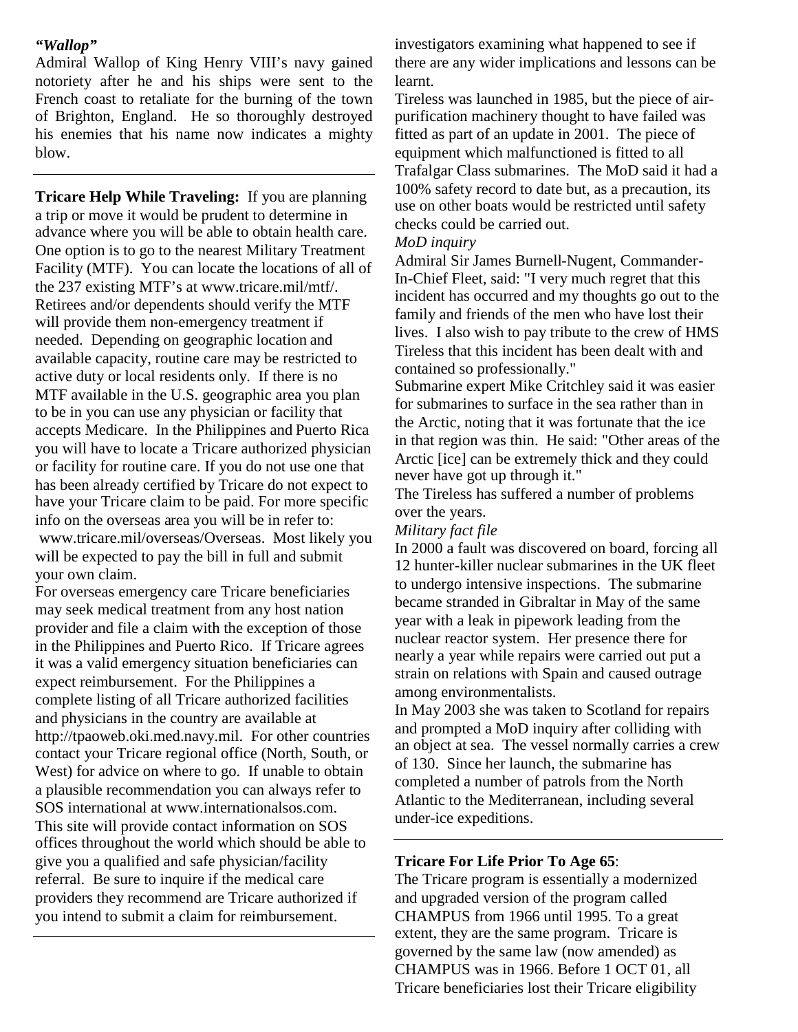***"Wallop"***

Admiral Wallop of King Henry VIII's navy gained notoriety after he and his ships were sent to the French coast to retaliate for the burning of the town of Brighton, England. He so thoroughly destroyed his enemies that his name now indicates a mighty blow.

---

**Tricare Help While Traveling:** If you are planning a trip or move it would be prudent to determine in advance where you will be able to obtain health care. One option is to go to the nearest Military Treatment Facility (MTF). You can locate the locations of all of the 237 existing MTF's at www.tricare.mil/mtf/. Retirees and/or dependents should verify the MTF will provide them non-emergency treatment if needed. Depending on geographic location and available capacity, routine care may be restricted to active duty or local residents only. If there is no MTF available in the U.S. geographic area you plan to be in you can use any physician or facility that accepts Medicare. In the Philippines and Puerto Rica you will have to locate a Tricare authorized physician or facility for routine care. If you do not use one that has been already certified by Tricare do not expect to have your Tricare claim to be paid. For more specific info on the overseas area you will be in refer to: www.tricare.mil/overseas/Overseas. Most likely you will be expected to pay the bill in full and submit your own claim.

For overseas emergency care Tricare beneficiaries may seek medical treatment from any host nation provider and file a claim with the exception of those in the Philippines and Puerto Rico. If Tricare agrees it was a valid emergency situation beneficiaries can expect reimbursement. For the Philippines a complete listing of all Tricare authorized facilities and physicians in the country are available at http://tpaoweb.oki.med.navy.mil. For other countries contact your Tricare regional office (North, South, or West) for advice on where to go. If unable to obtain a plausible recommendation you can always refer to SOS international at www.internationalsos.com. This site will provide contact information on SOS offices throughout the world which should be able to give you a qualified and safe physician/facility referral. Be sure to inquire if the medical care providers they recommend are Tricare authorized if you intend to submit a claim for reimbursement.

---

investigators examining what happened to see if there are any wider implications and lessons can be learnt.

Tireless was launched in 1985, but the piece of air-purification machinery thought to have failed was fitted as part of an update in 2001. The piece of equipment which malfunctioned is fitted to all Trafalgar Class submarines. The MoD said it had a 100% safety record to date but, as a precaution, its use on other boats would be restricted until safety checks could be carried out.

*MoD inquiry*

Admiral Sir James Burnell-Nugent, Commander-In-Chief Fleet, said: "I very much regret that this incident has occurred and my thoughts go out to the family and friends of the men who have lost their lives. I also wish to pay tribute to the crew of HMS Tireless that this incident has been dealt with and contained so professionally."

Submarine expert Mike Critchley said it was easier for submarines to surface in the sea rather than in the Arctic, noting that it was fortunate that the ice in that region was thin. He said: "Other areas of the Arctic [ice] can be extremely thick and they could never have got up through it."

The Tireless has suffered a number of problems over the years.

*Military fact file*

In 2000 a fault was discovered on board, forcing all 12 hunter-killer nuclear submarines in the UK fleet to undergo intensive inspections. The submarine became stranded in Gibraltar in May of the same year with a leak in pipework leading from the nuclear reactor system. Her presence there for nearly a year while repairs were carried out put a strain on relations with Spain and caused outrage among environmentalists.

In May 2003 she was taken to Scotland for repairs and prompted a MoD inquiry after colliding with an object at sea. The vessel normally carries a crew of 130. Since her launch, the submarine has completed a number of patrols from the North Atlantic to the Mediterranean, including several under-ice expeditions.

---

**Tricare For Life Prior To Age 65**:

The Tricare program is essentially a modernized and upgraded version of the program called CHAMPUS from 1966 until 1995. To a great extent, they are the same program. Tricare is governed by the same law (now amended) as CHAMPUS was in 1966. Before 1 OCT 01, all Tricare beneficiaries lost their Tricare eligibility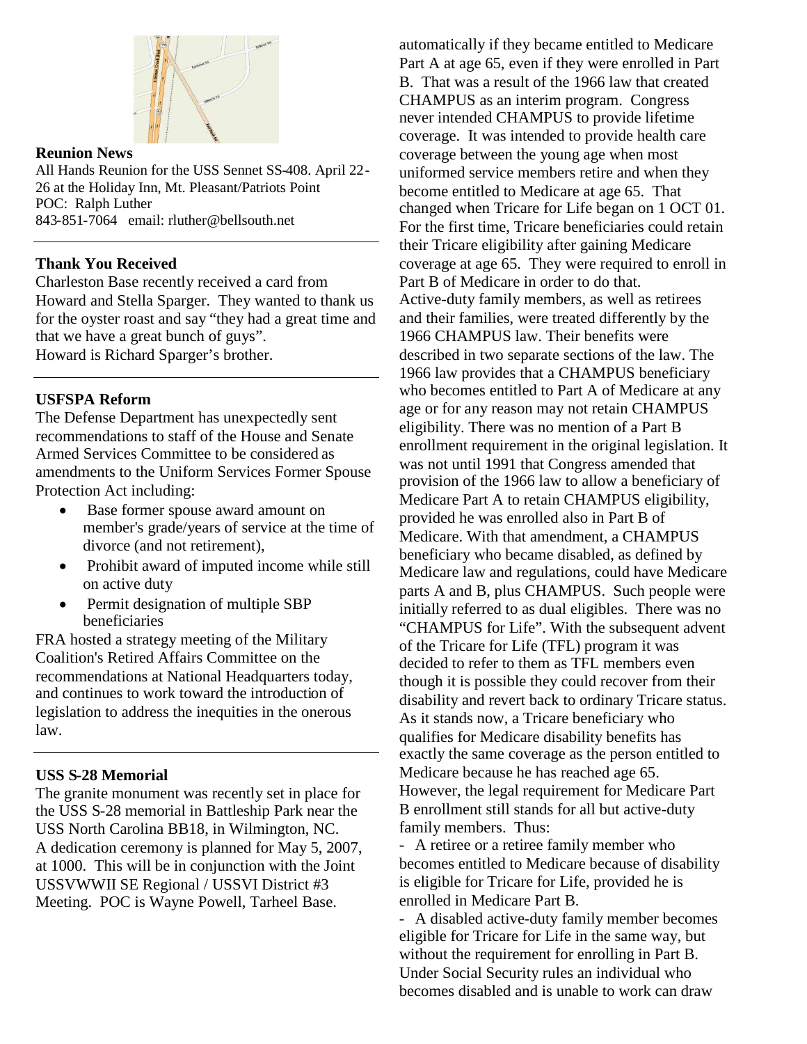## Reunion News

All Hands Reunion for the USS Sennet SS-408. April 22-26 at the Holiday Inn, Mt. Pleasant/Patriots Point
POC: Ralph Luther
843-851-7064 email: rluther@bellsouth.net

---

## Thank You Received

Charleston Base recently received a card from Howard and Stella Sparger. They wanted to thank us for the oyster roast and say "they had a great time and that we have a great bunch of guys".
Howard is Richard Sparger's brother.

---

## USFSPA Reform

The Defense Department has unexpectedly sent recommendations to staff of the House and Senate Armed Services Committee to be considered as amendments to the Uniform Services Former Spouse Protection Act including:

- Base former spouse award amount on member's grade/years of service at the time of divorce (and not retirement),
- Prohibit award of imputed income while still on active duty
- Permit designation of multiple SBP beneficiaries

FRA hosted a strategy meeting of the Military Coalition's Retired Affairs Committee on the recommendations at National Headquarters today, and continues to work toward the introduction of legislation to address the inequities in the onerous law.

---

## USS S-28 Memorial

The granite monument was recently set in place for the USS S-28 memorial in Battleship Park near the USS North Carolina BB18, in Wilmington, NC.
A dedication ceremony is planned for May 5, 2007, at 1000. This will be in conjunction with the Joint USSVWWII SE Regional / USSVI District #3 Meeting. POC is Wayne Powell, Tarheel Base.

automatically if they became entitled to Medicare Part A at age 65, even if they were enrolled in Part B. That was a result of the 1966 law that created CHAMPUS as an interim program. Congress never intended CHAMPUS to provide lifetime coverage. It was intended to provide health care coverage between the young age when most uniformed service members retire and when they become entitled to Medicare at age 65. That changed when Tricare for Life began on 1 OCT 01. For the first time, Tricare beneficiaries could retain their Tricare eligibility after gaining Medicare coverage at age 65. They were required to enroll in Part B of Medicare in order to do that.
Active-duty family members, as well as retirees and their families, were treated differently by the 1966 CHAMPUS law. Their benefits were described in two separate sections of the law. The 1966 law provides that a CHAMPUS beneficiary who becomes entitled to Part A of Medicare at any age or for any reason may not retain CHAMPUS eligibility. There was no mention of a Part B enrollment requirement in the original legislation. It was not until 1991 that Congress amended that provision of the 1966 law to allow a beneficiary of Medicare Part A to retain CHAMPUS eligibility, provided he was enrolled also in Part B of Medicare. With that amendment, a CHAMPUS beneficiary who became disabled, as defined by Medicare law and regulations, could have Medicare parts A and B, plus CHAMPUS. Such people were initially referred to as dual eligibles. There was no "CHAMPUS for Life". With the subsequent advent of the Tricare for Life (TFL) program it was decided to refer to them as TFL members even though it is possible they could recover from their disability and revert back to ordinary Tricare status. As it stands now, a Tricare beneficiary who qualifies for Medicare disability benefits has exactly the same coverage as the person entitled to Medicare because he has reached age 65. However, the legal requirement for Medicare Part B enrollment still stands for all but active-duty family members. Thus:

- A retiree or a retiree family member who becomes entitled to Medicare because of disability is eligible for Tricare for Life, provided he is enrolled in Medicare Part B.
- A disabled active-duty family member becomes eligible for Tricare for Life in the same way, but without the requirement for enrolling in Part B.

Under Social Security rules an individual who becomes disabled and is unable to work can draw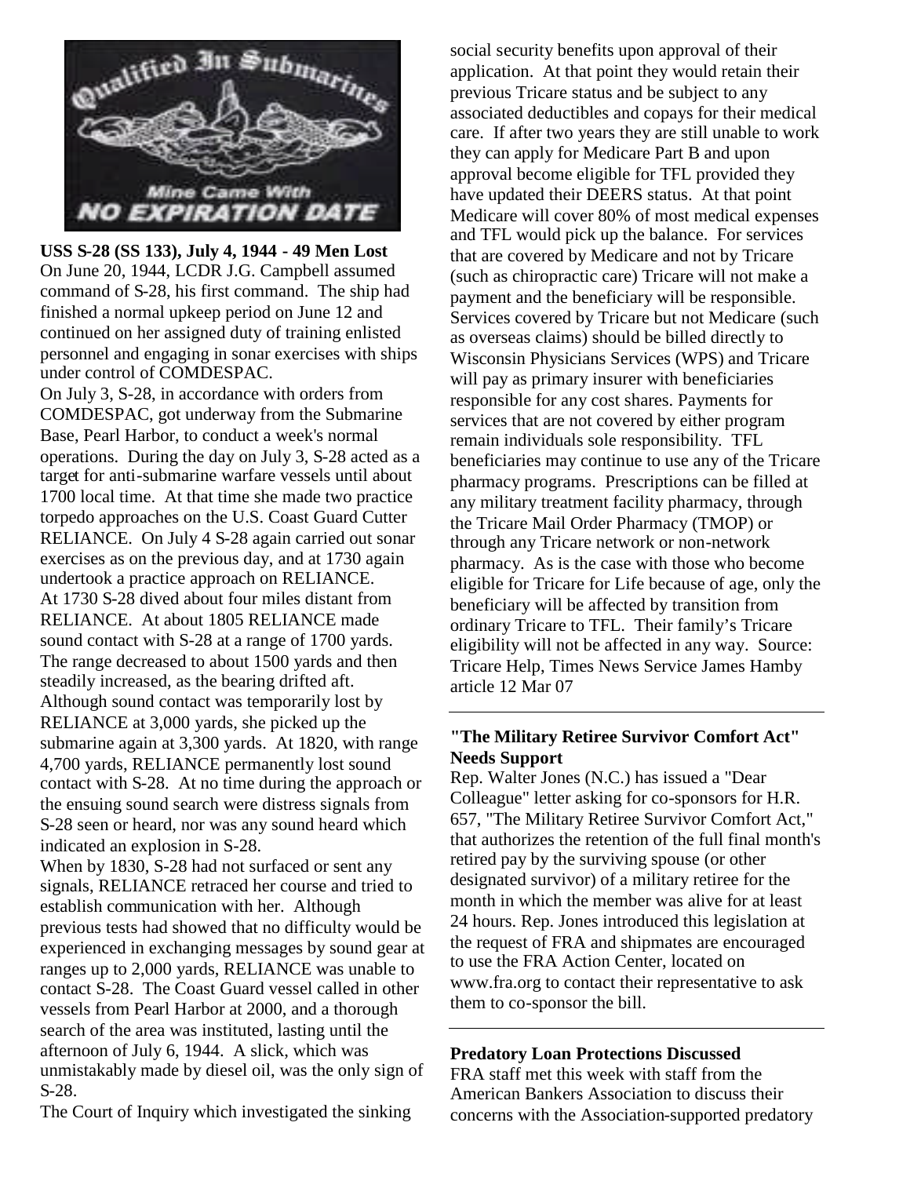**USS S-28 (SS 133), July 4, 1944 - 49 Men Lost**
On June 20, 1944, LCDR J.G. Campbell assumed command of S-28, his first command. The ship had finished a normal upkeep period on June 12 and continued on her assigned duty of training enlisted personnel and engaging in sonar exercises with ships under control of COMDESPAC.

On July 3, S-28, in accordance with orders from COMDESPAC, got underway from the Submarine Base, Pearl Harbor, to conduct a week's normal operations. During the day on July 3, S-28 acted as a target for anti-submarine warfare vessels until about 1700 local time. At that time she made two practice torpedo approaches on the U.S. Coast Guard Cutter RELIANCE. On July 4 S-28 again carried out sonar exercises as on the previous day, and at 1730 again undertook a practice approach on RELIANCE.

At 1730 S-28 dived about four miles distant from RELIANCE. At about 1805 RELIANCE made sound contact with S-28 at a range of 1700 yards. The range decreased to about 1500 yards and then steadily increased, as the bearing drifted aft. Although sound contact was temporarily lost by RELIANCE at 3,000 yards, she picked up the submarine again at 3,300 yards. At 1820, with range 4,700 yards, RELIANCE permanently lost sound contact with S-28. At no time during the approach or the ensuing sound search were distress signals from S-28 seen or heard, nor was any sound heard which indicated an explosion in S-28.

When by 1830, S-28 had not surfaced or sent any signals, RELIANCE retraced her course and tried to establish communication with her. Although previous tests had showed that no difficulty would be experienced in exchanging messages by sound gear at ranges up to 2,000 yards, RELIANCE was unable to contact S-28. The Coast Guard vessel called in other vessels from Pearl Harbor at 2000, and a thorough search of the area was instituted, lasting until the afternoon of July 6, 1944. A slick, which was unmistakably made by diesel oil, was the only sign of S-28.

The Court of Inquiry which investigated the sinking

social security benefits upon approval of their application. At that point they would retain their previous Tricare status and be subject to any associated deductibles and copays for their medical care. If after two years they are still unable to work they can apply for Medicare Part B and upon approval become eligible for TFL provided they have updated their DEERS status. At that point Medicare will cover 80% of most medical expenses and TFL would pick up the balance. For services that are covered by Medicare and not by Tricare (such as chiropractic care) Tricare will not make a payment and the beneficiary will be responsible. Services covered by Tricare but not Medicare (such as overseas claims) should be billed directly to Wisconsin Physicians Services (WPS) and Tricare will pay as primary insurer with beneficiaries responsible for any cost shares. Payments for services that are not covered by either program remain individuals sole responsibility. TFL beneficiaries may continue to use any of the Tricare pharmacy programs. Prescriptions can be filled at any military treatment facility pharmacy, through the Tricare Mail Order Pharmacy (TMOP) or through any Tricare network or non-network pharmacy. As is the case with those who become eligible for Tricare for Life because of age, only the beneficiary will be affected by transition from ordinary Tricare to TFL. Their family's Tricare eligibility will not be affected in any way. Source: Tricare Help, Times News Service James Hamby article 12 Mar 07

---

**"The Military Retiree Survivor Comfort Act" Needs Support**
Rep. Walter Jones (N.C.) has issued a "Dear Colleague" letter asking for co-sponsors for H.R. 657, "The Military Retiree Survivor Comfort Act," that authorizes the retention of the full final month's retired pay by the surviving spouse (or other designated survivor) of a military retiree for the month in which the member was alive for at least 24 hours. Rep. Jones introduced this legislation at the request of FRA and shipmates are encouraged to use the FRA Action Center, located on www.fra.org to contact their representative to ask them to co-sponsor the bill.

---

**Predatory Loan Protections Discussed**
FRA staff met this week with staff from the American Bankers Association to discuss their concerns with the Association-supported predatory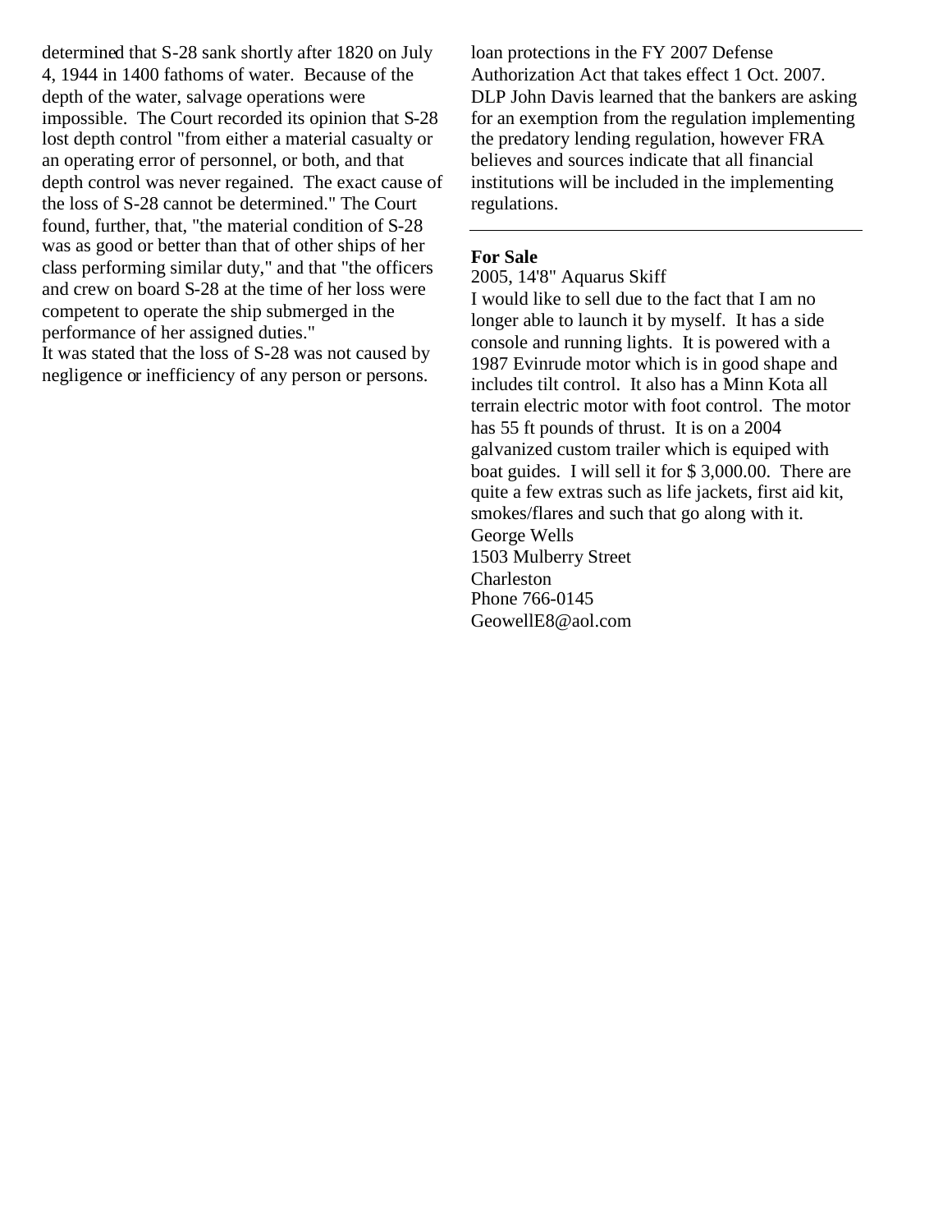determined that S-28 sank shortly after 1820 on July 4, 1944 in 1400 fathoms of water. Because of the depth of the water, salvage operations were impossible. The Court recorded its opinion that S-28 lost depth control "from either a material casualty or an operating error of personnel, or both, and that depth control was never regained. The exact cause of the loss of S-28 cannot be determined." The Court found, further, that, "the material condition of S-28 was as good or better than that of other ships of her class performing similar duty," and that "the officers and crew on board S-28 at the time of her loss were competent to operate the ship submerged in the performance of her assigned duties."
It was stated that the loss of S-28 was not caused by negligence or inefficiency of any person or persons.

loan protections in the FY 2007 Defense Authorization Act that takes effect 1 Oct. 2007. DLP John Davis learned that the bankers are asking for an exemption from the regulation implementing the predatory lending regulation, however FRA believes and sources indicate that all financial institutions will be included in the implementing regulations.

---

**For Sale**

2005, 14'8" Aquarus Skiff
I would like to sell due to the fact that I am no longer able to launch it by myself. It has a side console and running lights. It is powered with a 1987 Evinrude motor which is in good shape and includes tilt control. It also has a Minn Kota all terrain electric motor with foot control. The motor has 55 ft pounds of thrust. It is on a 2004 galvanized custom trailer which is equiped with boat guides. I will sell it for $ 3,000.00. There are quite a few extras such as life jackets, first aid kit, smokes/flares and such that go along with it.
George Wells
1503 Mulberry Street
Charleston
Phone 766-0145
GeowellE8@aol.com